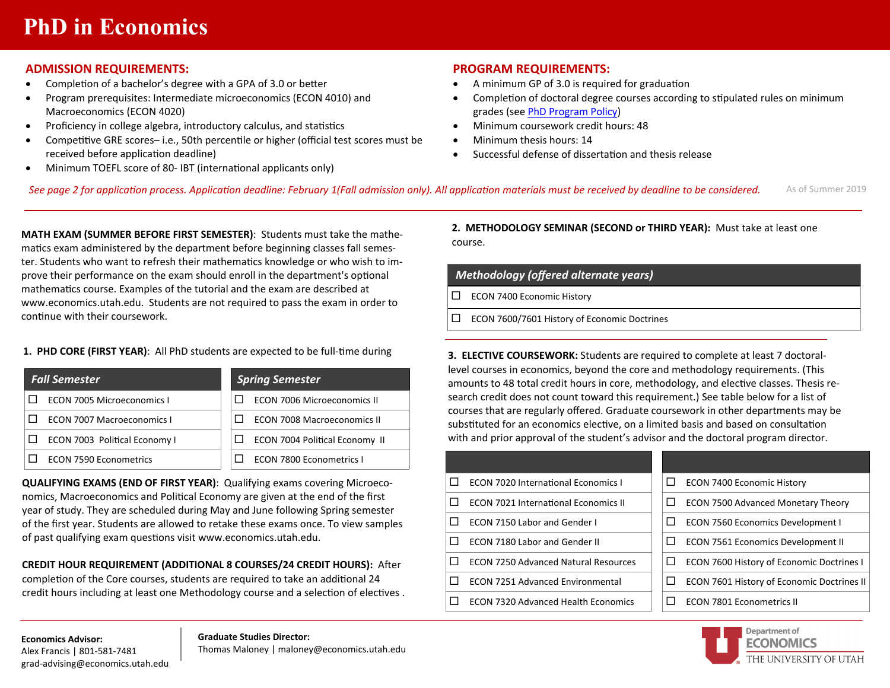# PhD in Economics

## ADMISSION REQUIREMENTS:

- Completion of a bachelor's degree with a GPA of 3.0 or better
- Program prerequisites: Intermediate microeconomics (ECON 4010) and Macroeconomics (ECON 4020)
- Proficiency in college algebra, introductory calculus, and statistics
- Competitive GRE scores– i.e., 50th percentile or higher (official test scores must be received before application deadline)
- Minimum TOEFL score of 80- IBT (international applicants only)

## PROGRAM REQUIREMENTS:

- A minimum GP of 3.0 is required for graduation
- Completion of doctoral degree courses according to stipulated rules on minimum grades (see PhD Program Policy)
- Minimum coursework credit hours: 48
- Minimum thesis hours: 14
- Successful defense of dissertation and thesis release

*See page 2 for application process. Application deadline: February 1(Fall admission only). All application materials must be received by deadline to be considered.*

As of Summer 2019

**MATH EXAM (SUMMER BEFORE FIRST SEMESTER)**: Students must take the mathematics exam administered by the department before beginning classes fall semester. Students who want to refresh their mathematics knowledge or who wish to improve their performance on the exam should enroll in the department's optional mathematics course. Examples of the tutorial and the exam are described at www.economics.utah.edu. Students are not required to pass the exam in order to continue with their coursework.

**1. PHD CORE (FIRST YEAR)**: All PhD students are expected to be full-time during

| *Fall Semester* | *Spring Semester* |
|---|---|
| ☐ ECON 7005 Microeconomics I | ☐ ECON 7006 Microeconomics II |
| ☐ ECON 7007 Macroeconomics I | ☐ ECON 7008 Macroeconomics II |
| ☐ ECON 7003 Political Economy I | ☐ ECON 7004 Political Economy II |
| ☐ ECON 7590 Econometrics | ☐ ECON 7800 Econometrics I |

**QUALIFYING EXAMS (END OF FIRST YEAR)**: Qualifying exams covering Microeconomics, Macroeconomics and Political Economy are given at the end of the first year of study. They are scheduled during May and June following Spring semester of the first year. Students are allowed to retake these exams once. To view samples of past qualifying exam questions visit www.economics.utah.edu.

**CREDIT HOUR REQUIREMENT (ADDITIONAL 8 COURSES/24 CREDIT HOURS):** After completion of the Core courses, students are required to take an additional 24 credit hours including at least one Methodology course and a selection of electives .

**2. METHODOLOGY SEMINAR (SECOND or THIRD YEAR):** Must take at least one course.

| *Methodology (offered alternate years)* |
|---|
| ☐ ECON 7400 Economic History |
| ☐ ECON 7600/7601 History of Economic Doctrines |

**3. ELECTIVE COURSEWORK:** Students are required to complete at least 7 doctoral-level courses in economics, beyond the core and methodology requirements. (This amounts to 48 total credit hours in core, methodology, and elective classes. Thesis research credit does not count toward this requirement.) See table below for a list of courses that are regularly offered. Graduate coursework in other departments may be substituted for an economics elective, on a limited basis and based on consultation with and prior approval of the student's advisor and the doctoral program director.

| | |
|---|---|
| ☐ ECON 7020 International Economics I | ☐ ECON 7400 Economic History |
| ☐ ECON 7021 International Economics II | ☐ ECON 7500 Advanced Monetary Theory |
| ☐ ECON 7150 Labor and Gender I | ☐ ECON 7560 Economics Development I |
| ☐ ECON 7180 Labor and Gender II | ☐ ECON 7561 Economics Development II |
| ☐ ECON 7250 Advanced Natural Resources | ☐ ECON 7600 History of Economic Doctrines I |
| ☐ ECON 7251 Advanced Environmental | ☐ ECON 7601 History of Economic Doctrines II |
| ☐ ECON 7320 Advanced Health Economics | ☐ ECON 7801 Econometrics II |

**Economics Advisor:**
Alex Francis | 801-581-7481
grad-advising@economics.utah.edu

**Graduate Studies Director:**
Thomas Maloney | maloney@economics.utah.edu

Department of ECONOMICS
THE UNIVERSITY OF UTAH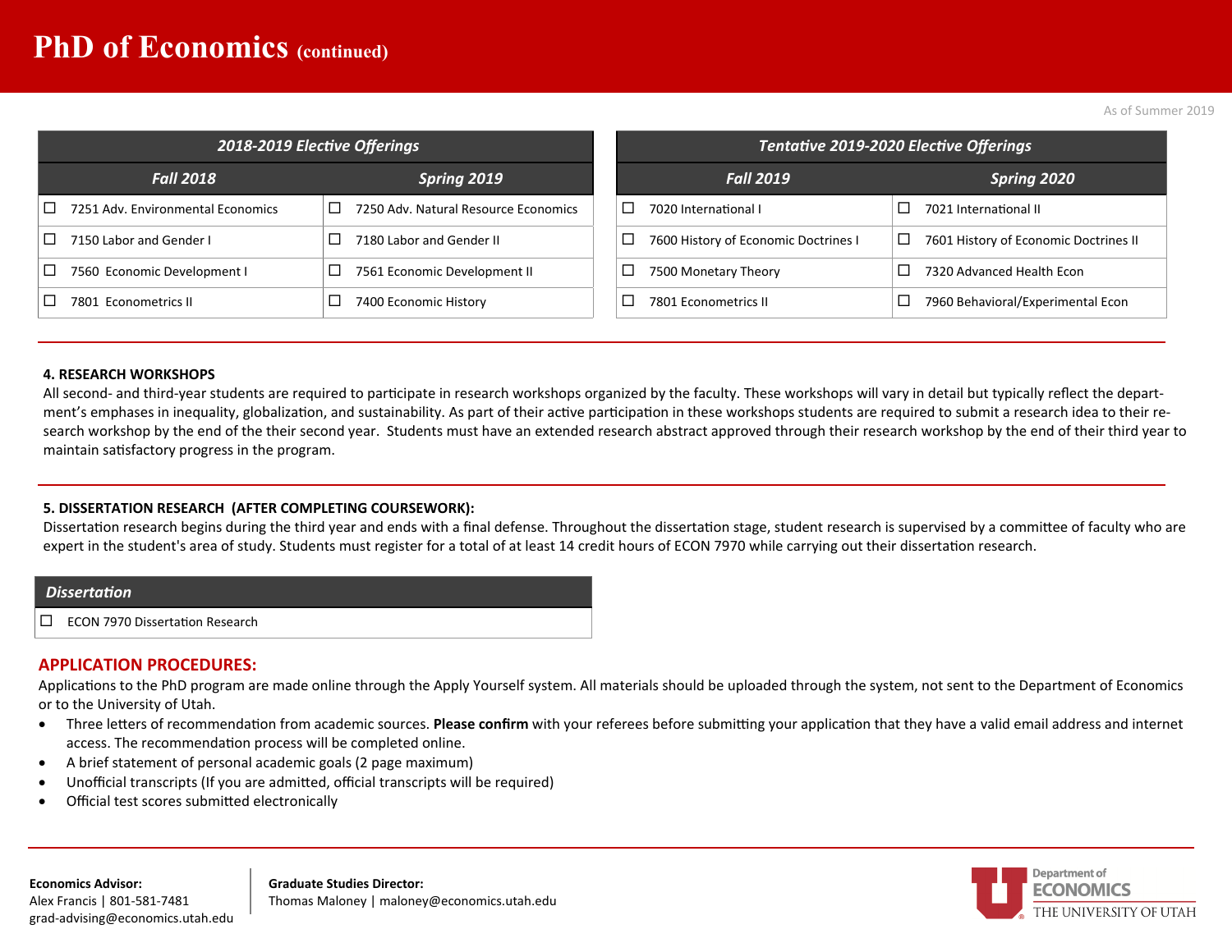# PhD of Economics (continued)

As of Summer 2019

| 2018-2019 Elective Offerings | |
|---|---|
| **Fall 2018** | **Spring 2019** |
| ☐ 7251 Adv. Environmental Economics | ☐ 7250 Adv. Natural Resource Economics |
| ☐ 7150 Labor and Gender I | ☐ 7180 Labor and Gender II |
| ☐ 7560 Economic Development I | ☐ 7561 Economic Development II |
| ☐ 7801 Econometrics II | ☐ 7400 Economic History |

| Tentative 2019-2020 Elective Offerings | |
|---|---|
| **Fall 2019** | **Spring 2020** |
| ☐ 7020 International I | ☐ 7021 International II |
| ☐ 7600 History of Economic Doctrines I | ☐ 7601 History of Economic Doctrines II |
| ☐ 7500 Monetary Theory | ☐ 7320 Advanced Health Econ |
| ☐ 7801 Econometrics II | ☐ 7960 Behavioral/Experimental Econ |

### 4. RESEARCH WORKSHOPS

All second- and third-year students are required to participate in research workshops organized by the faculty. These workshops will vary in detail but typically reflect the department's emphases in inequality, globalization, and sustainability. As part of their active participation in these workshops students are required to submit a research idea to their research workshop by the end of the their second year. Students must have an extended research abstract approved through their research workshop by the end of their third year to maintain satisfactory progress in the program.

### 5. DISSERTATION RESEARCH (AFTER COMPLETING COURSEWORK):

Dissertation research begins during the third year and ends with a final defense. Throughout the dissertation stage, student research is supervised by a committee of faculty who are expert in the student's area of study. Students must register for a total of at least 14 credit hours of ECON 7970 while carrying out their dissertation research.

| *Dissertation* |
|---|
| ☐ ECON 7970 Dissertation Research |

## APPLICATION PROCEDURES:

Applications to the PhD program are made online through the Apply Yourself system. All materials should be uploaded through the system, not sent to the Department of Economics or to the University of Utah.

- Three letters of recommendation from academic sources. **Please confirm** with your referees before submitting your application that they have a valid email address and internet access. The recommendation process will be completed online.
- A brief statement of personal academic goals (2 page maximum)
- Unofficial transcripts (If you are admitted, official transcripts will be required)
- Official test scores submitted electronically

**Economics Advisor:**
Alex Francis | 801-581-7481
grad-advising@economics.utah.edu

**Graduate Studies Director:**
Thomas Maloney | maloney@economics.utah.edu

Department of ECONOMICS
THE UNIVERSITY OF UTAH